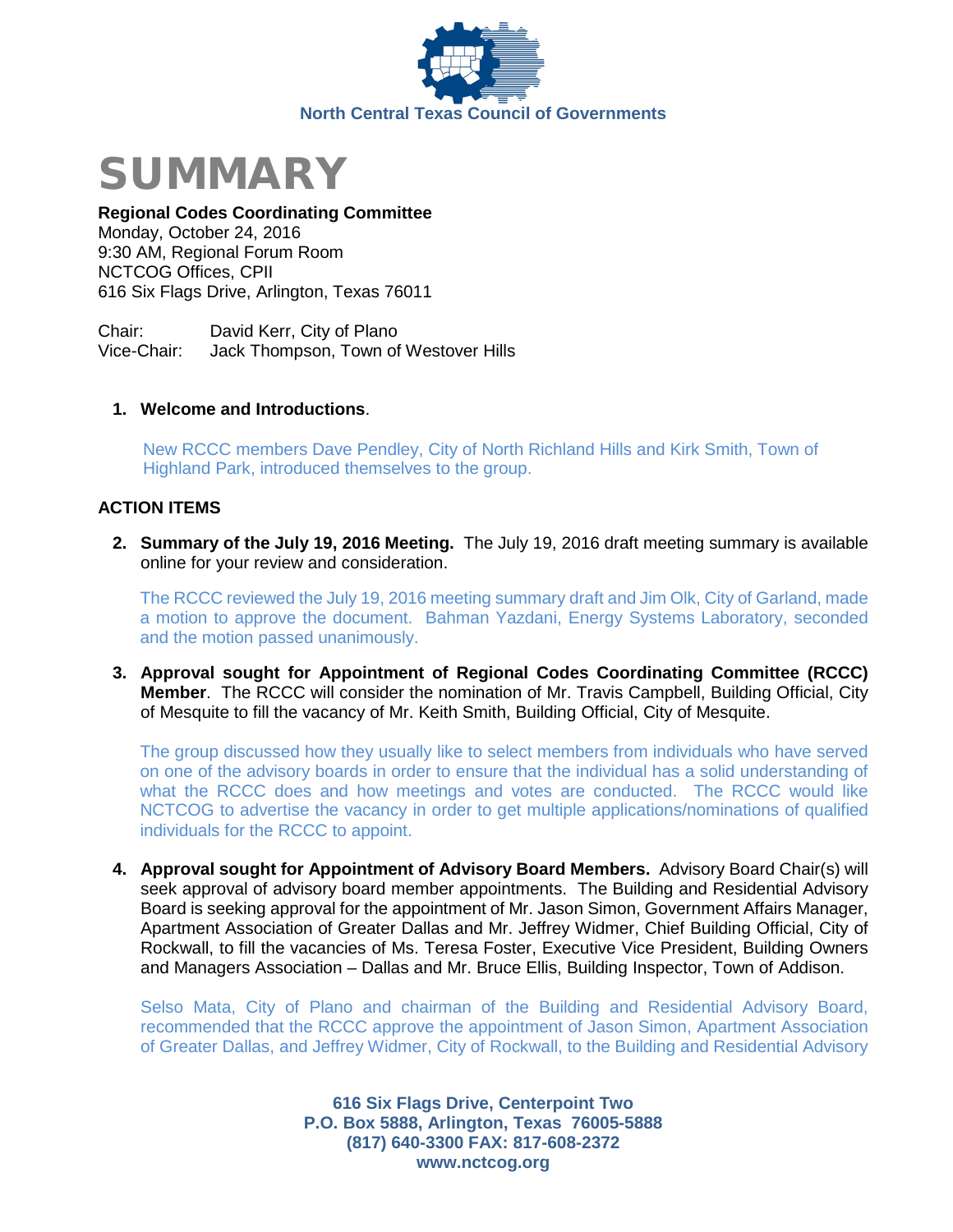North Central Texas Council of Governments

# SUMMARY

**Regional Codes Coordinating Committee**
Monday, October 24, 2016
9:30 AM, Regional Forum Room
NCTCOG Offices, CPII
616 Six Flags Drive, Arlington, Texas 76011

Chair: David Kerr, City of Plano
Vice-Chair: Jack Thompson, Town of Westover Hills

1. **Welcome and Introductions**.

   New RCCC members Dave Pendley, City of North Richland Hills and Kirk Smith, Town of Highland Park, introduced themselves to the group.

**ACTION ITEMS**

2. **Summary of the July 19, 2016 Meeting.** The July 19, 2016 draft meeting summary is available online for your review and consideration.

   The RCCC reviewed the July 19, 2016 meeting summary draft and Jim Olk, City of Garland, made a motion to approve the document. Bahman Yazdani, Energy Systems Laboratory, seconded and the motion passed unanimously.

3. **Approval sought for Appointment of Regional Codes Coordinating Committee (RCCC) Member**. The RCCC will consider the nomination of Mr. Travis Campbell, Building Official, City of Mesquite to fill the vacancy of Mr. Keith Smith, Building Official, City of Mesquite.

   The group discussed how they usually like to select members from individuals who have served on one of the advisory boards in order to ensure that the individual has a solid understanding of what the RCCC does and how meetings and votes are conducted. The RCCC would like NCTCOG to advertise the vacancy in order to get multiple applications/nominations of qualified individuals for the RCCC to appoint.

4. **Approval sought for Appointment of Advisory Board Members.** Advisory Board Chair(s) will seek approval of advisory board member appointments. The Building and Residential Advisory Board is seeking approval for the appointment of Mr. Jason Simon, Government Affairs Manager, Apartment Association of Greater Dallas and Mr. Jeffrey Widmer, Chief Building Official, City of Rockwall, to fill the vacancies of Ms. Teresa Foster, Executive Vice President, Building Owners and Managers Association – Dallas and Mr. Bruce Ellis, Building Inspector, Town of Addison.

   Selso Mata, City of Plano and chairman of the Building and Residential Advisory Board, recommended that the RCCC approve the appointment of Jason Simon, Apartment Association of Greater Dallas, and Jeffrey Widmer, City of Rockwall, to the Building and Residential Advisory

616 Six Flags Drive, Centerpoint Two
P.O. Box 5888, Arlington, Texas 76005-5888
(817) 640-3300 FAX: 817-608-2372
www.nctcog.org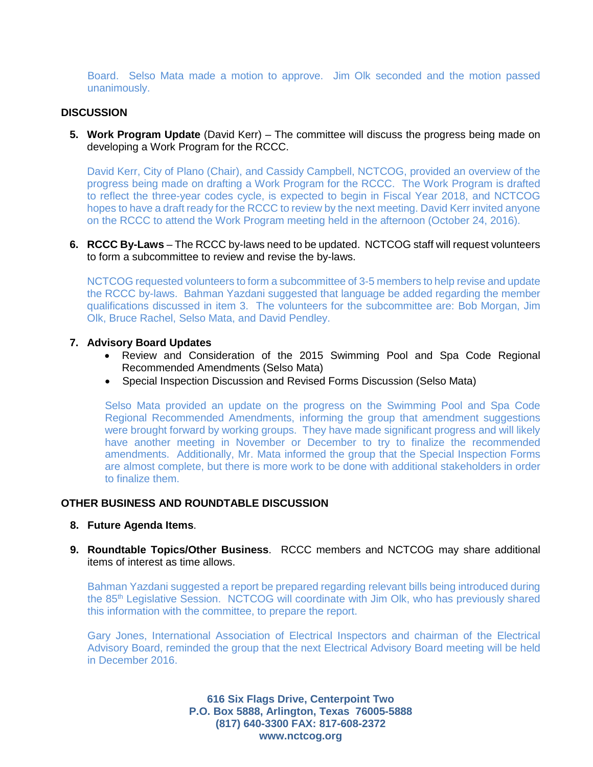Board. Selso Mata made a motion to approve. Jim Olk seconded and the motion passed unanimously.

**DISCUSSION**

5. **Work Program Update** (David Kerr) – The committee will discuss the progress being made on developing a Work Program for the RCCC.

   David Kerr, City of Plano (Chair), and Cassidy Campbell, NCTCOG, provided an overview of the progress being made on drafting a Work Program for the RCCC. The Work Program is drafted to reflect the three-year codes cycle, is expected to begin in Fiscal Year 2018, and NCTCOG hopes to have a draft ready for the RCCC to review by the next meeting. David Kerr invited anyone on the RCCC to attend the Work Program meeting held in the afternoon (October 24, 2016).

6. **RCCC By-Laws** – The RCCC by-laws need to be updated. NCTCOG staff will request volunteers to form a subcommittee to review and revise the by-laws.

   NCTCOG requested volunteers to form a subcommittee of 3-5 members to help revise and update the RCCC by-laws. Bahman Yazdani suggested that language be added regarding the member qualifications discussed in item 3. The volunteers for the subcommittee are: Bob Morgan, Jim Olk, Bruce Rachel, Selso Mata, and David Pendley.

7. **Advisory Board Updates**
   - Review and Consideration of the 2015 Swimming Pool and Spa Code Regional Recommended Amendments (Selso Mata)
   - Special Inspection Discussion and Revised Forms Discussion (Selso Mata)

   Selso Mata provided an update on the progress on the Swimming Pool and Spa Code Regional Recommended Amendments, informing the group that amendment suggestions were brought forward by working groups. They have made significant progress and will likely have another meeting in November or December to try to finalize the recommended amendments. Additionally, Mr. Mata informed the group that the Special Inspection Forms are almost complete, but there is more work to be done with additional stakeholders in order to finalize them.

**OTHER BUSINESS AND ROUNDTABLE DISCUSSION**

8. **Future Agenda Items**.

9. **Roundtable Topics/Other Business**. RCCC members and NCTCOG may share additional items of interest as time allows.

   Bahman Yazdani suggested a report be prepared regarding relevant bills being introduced during the 85th Legislative Session. NCTCOG will coordinate with Jim Olk, who has previously shared this information with the committee, to prepare the report.

   Gary Jones, International Association of Electrical Inspectors and chairman of the Electrical Advisory Board, reminded the group that the next Electrical Advisory Board meeting will be held in December 2016.

**616 Six Flags Drive, Centerpoint Two**
**P.O. Box 5888, Arlington, Texas 76005-5888**
**(817) 640-3300 FAX: 817-608-2372**
**www.nctcog.org**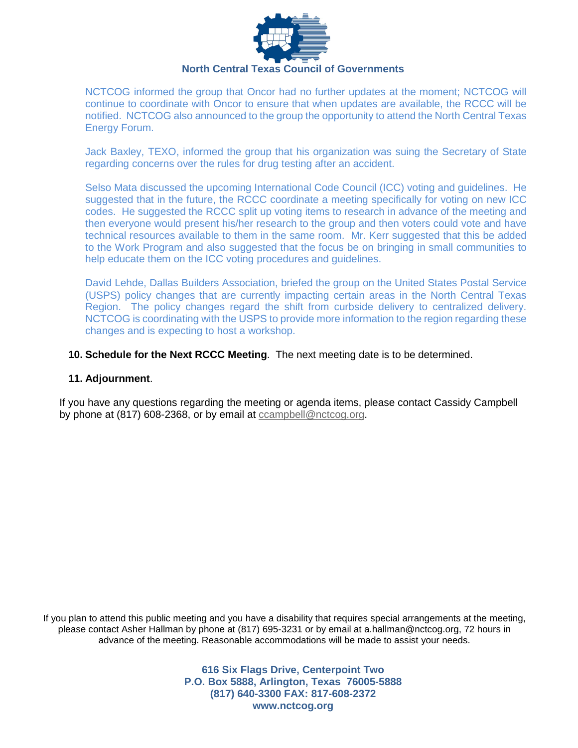NCTCOG informed the group that Oncor had no further updates at the moment; NCTCOG will continue to coordinate with Oncor to ensure that when updates are available, the RCCC will be notified. NCTCOG also announced to the group the opportunity to attend the North Central Texas Energy Forum.

Jack Baxley, TEXO, informed the group that his organization was suing the Secretary of State regarding concerns over the rules for drug testing after an accident.

Selso Mata discussed the upcoming International Code Council (ICC) voting and guidelines. He suggested that in the future, the RCCC coordinate a meeting specifically for voting on new ICC codes. He suggested the RCCC split up voting items to research in advance of the meeting and then everyone would present his/her research to the group and then voters could vote and have technical resources available to them in the same room. Mr. Kerr suggested that this be added to the Work Program and also suggested that the focus be on bringing in small communities to help educate them on the ICC voting procedures and guidelines.

David Lehde, Dallas Builders Association, briefed the group on the United States Postal Service (USPS) policy changes that are currently impacting certain areas in the North Central Texas Region. The policy changes regard the shift from curbside delivery to centralized delivery. NCTCOG is coordinating with the USPS to provide more information to the region regarding these changes and is expecting to host a workshop.

10. **Schedule for the Next RCCC Meeting**. The next meeting date is to be determined.

11. **Adjournment**.

If you have any questions regarding the meeting or agenda items, please contact Cassidy Campbell by phone at (817) 608-2368, or by email at ccampbell@nctcog.org.

If you plan to attend this public meeting and you have a disability that requires special arrangements at the meeting, please contact Asher Hallman by phone at (817) 695-3231 or by email at a.hallman@nctcog.org, 72 hours in advance of the meeting. Reasonable accommodations will be made to assist your needs.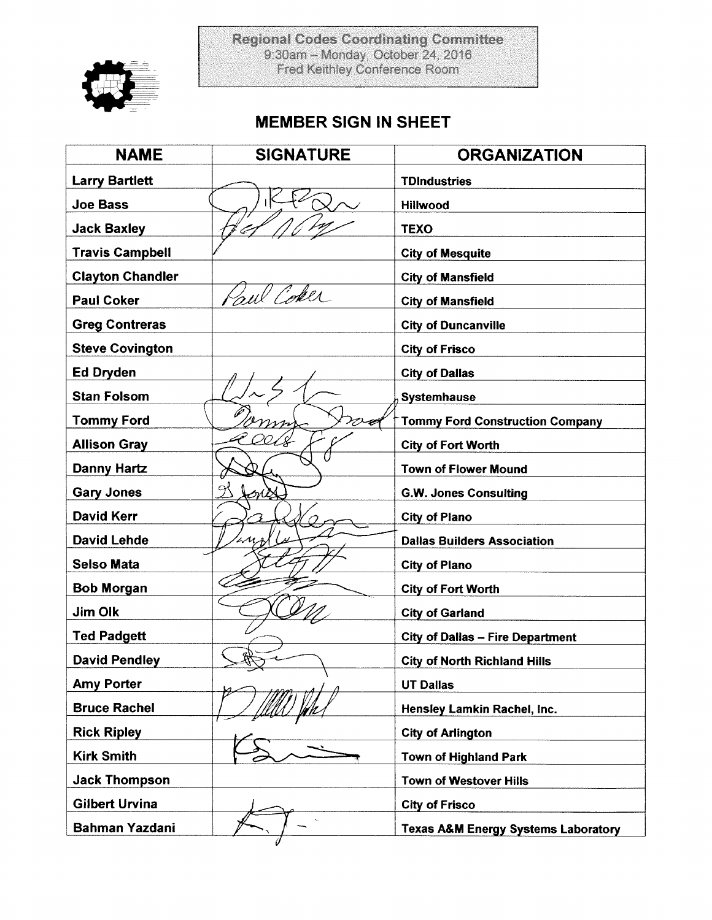Regional Codes Coordinating Committee
9:30am – Monday, October 24, 2016
Fred Keithley Conference Room

## MEMBER SIGN IN SHEET

| NAME | SIGNATURE | ORGANIZATION |
|---|---|---|
| Larry Bartlett | | TDIndustries |
| Joe Bass | [signature] | Hillwood |
| Jack Baxley | [signature] | TEXO |
| Travis Campbell | | City of Mesquite |
| Clayton Chandler | | City of Mansfield |
| Paul Coker | Paul Coker | City of Mansfield |
| Greg Contreras | | City of Duncanville |
| Steve Covington | | City of Frisco |
| Ed Dryden | | City of Dallas |
| Stan Folsom | [signature] | Systemhause |
| Tommy Ford | Tommy Ford | Tommy Ford Construction Company |
| Allison Gray | [signature] | City of Fort Worth |
| Danny Hartz | [signature] | Town of Flower Mound |
| Gary Jones | [signature] | G.W. Jones Consulting |
| David Kerr | [signature] | City of Plano |
| David Lehde | [signature] | Dallas Builders Association |
| Selso Mata | [signature] | City of Plano |
| Bob Morgan | [signature] | City of Fort Worth |
| Jim Olk | [signature] | City of Garland |
| Ted Padgett | | City of Dallas – Fire Department |
| David Pendley | [signature] | City of North Richland Hills |
| Amy Porter | | UT Dallas |
| Bruce Rachel | [signature] | Hensley Lamkin Rachel, Inc. |
| Rick Ripley | | City of Arlington |
| Kirk Smith | [signature] | Town of Highland Park |
| Jack Thompson | | Town of Westover Hills |
| Gilbert Urvina | | City of Frisco |
| Bahman Yazdani | [signature] | Texas A&M Energy Systems Laboratory |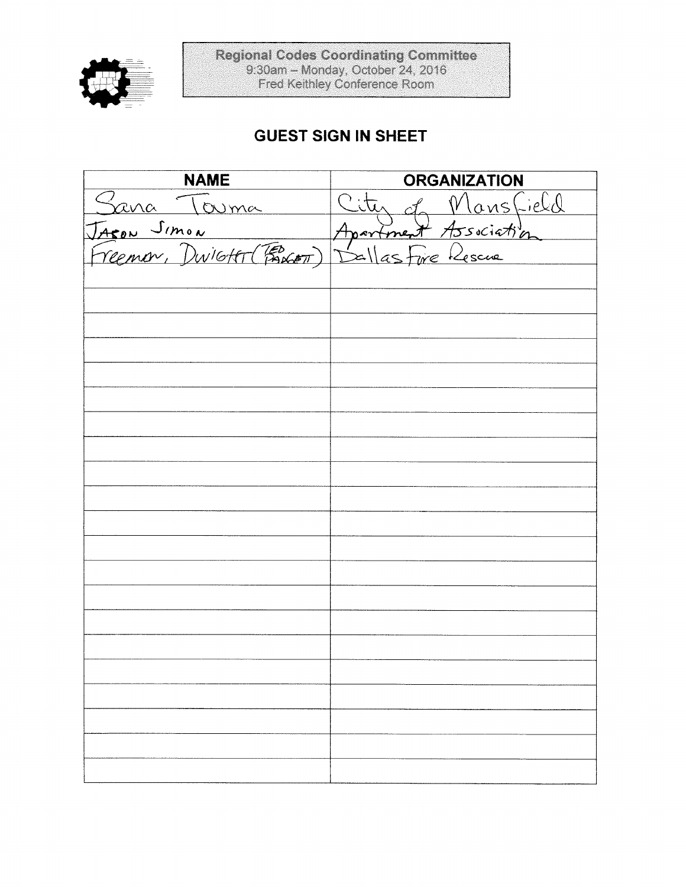**Regional Codes Coordinating Committee**
9:30am – Monday, October 24, 2016
Fred Keithley Conference Room

## GUEST SIGN IN SHEET

| NAME | ORGANIZATION |
| --- | --- |
| Sana Touma | City of Mansfield |
| JASON SIMON | Apartment Association |
| Freeman, DWIGHT (TED PADGETT) | Dallas Fire Rescue |
| | |
| | |
| | |
| | |
| | |
| | |
| | |
| | |
| | |
| | |
| | |
| | |
| | |
| | |
| | |
| | |
| | |
| | |
| | |
| | |